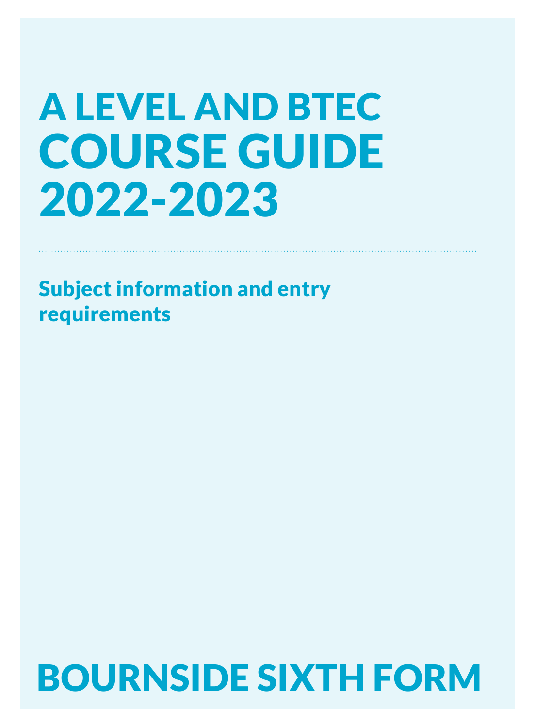# A LEVEL AND BTEC COURSE GUIDE 2022-2023

## Subject information and entry requirements

# BOURNSIDE SIXTH FORM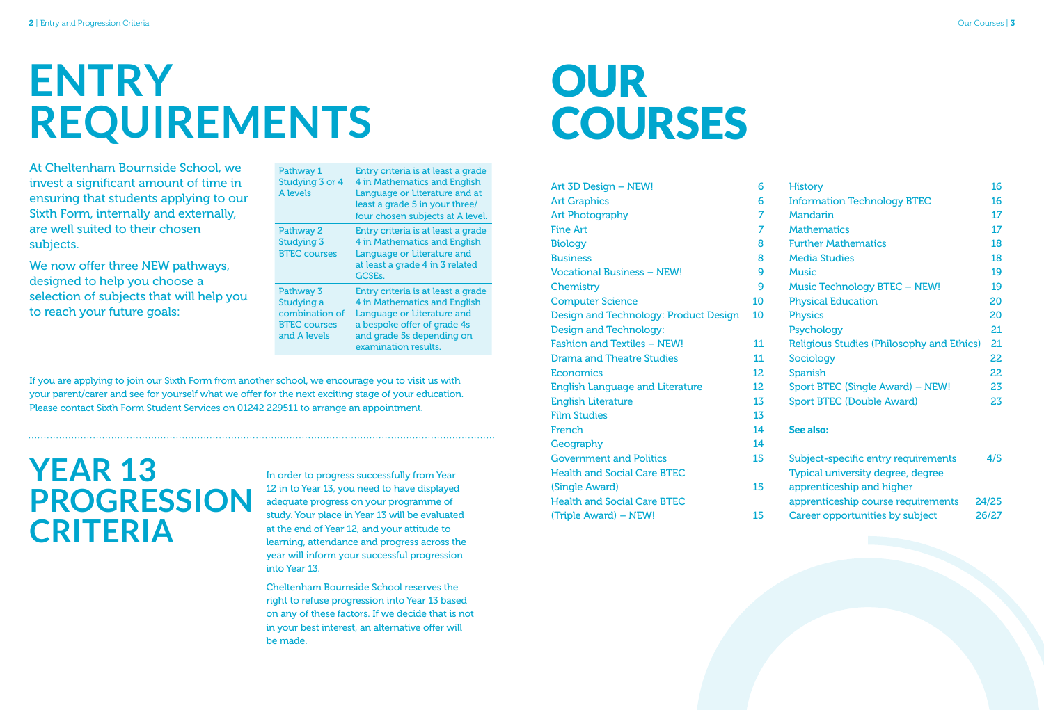# ENTRY REQUIREMENTS

At Cheltenham Bournside School, we invest a significant amount of time in ensuring that students applying to our Sixth Form, internally and externally, are well suited to their chosen subjects.

We now offer three NEW pathways, designed to help you choose a selection of subjects that will help you to reach your future goals:

| Pathway | Entry criteria |
| --- | --- |
| Pathway 1 Studying 3 or 4 A levels | Entry criteria is at least a grade 4 in Mathematics and English Language or Literature and at least a grade 5 in your three/ four chosen subjects at A level. |
| Pathway 2 Studying 3 BTEC courses | Entry criteria is at least a grade 4 in Mathematics and English Language or Literature and at least a grade 4 in 3 related GCSEs. |
| Pathway 3 Studying a combination of BTEC courses and A levels | Entry criteria is at least a grade 4 in Mathematics and English Language or Literature and a bespoke offer of grade 4s and grade 5s depending on examination results. |

If you are applying to join our Sixth Form from another school, we encourage you to visit us with your parent/carer and see for yourself what we offer for the next exciting stage of your education. Please contact Sixth Form Student Services on 01242 229511 to arrange an appointment.

# YEAR 13 PROGRESSION CRITERIA

In order to progress successfully from Year 12 in to Year 13, you need to have displayed adequate progress on your programme of study. Your place in Year 13 will be evaluated at the end of Year 12, and your attitude to learning, attendance and progress across the year will inform your successful progression into Year 13.

Cheltenham Bournside School reserves the right to refuse progression into Year 13 based on any of these factors. If we decide that is not in your best interest, an alternative offer will be made.

# OUR COURSES

| Course | Page |
| --- | --- |
| Art 3D Design – NEW! | 6 |
| Art Graphics | 6 |
| Art Photography | 7 |
| Fine Art | 7 |
| Biology | 8 |
| Business | 8 |
| Vocational Business – NEW! | 9 |
| Chemistry | 9 |
| Computer Science | 10 |
| Design and Technology: Product Design | 10 |
| Design and Technology: Fashion and Textiles – NEW! | 11 |
| Drama and Theatre Studies | 11 |
| Economics | 12 |
| English Language and Literature | 12 |
| English Literature | 13 |
| Film Studies | 13 |
| French | 14 |
| Geography | 14 |
| Government and Politics | 15 |
| Health and Social Care BTEC (Single Award) | 15 |
| Health and Social Care BTEC (Triple Award) – NEW! | 15 |
| History | 16 |
| Information Technology BTEC | 16 |
| Mandarin | 17 |
| Mathematics | 17 |
| Further Mathematics | 18 |
| Media Studies | 18 |
| Music | 19 |
| Music Technology BTEC – NEW! | 19 |
| Physical Education | 20 |
| Physics | 20 |
| Psychology | 21 |
| Religious Studies (Philosophy and Ethics) | 21 |
| Sociology | 22 |
| Spanish | 22 |
| Sport BTEC (Single Award) – NEW! | 23 |
| Sport BTEC (Double Award) | 23 |

**See also:**

| | |
| --- | --- |
| Subject-specific entry requirements | 4/5 |
| Typical university degree, degree apprenticeship and higher apprenticeship course requirements | 24/25 |
| Career opportunities by subject | 26/27 |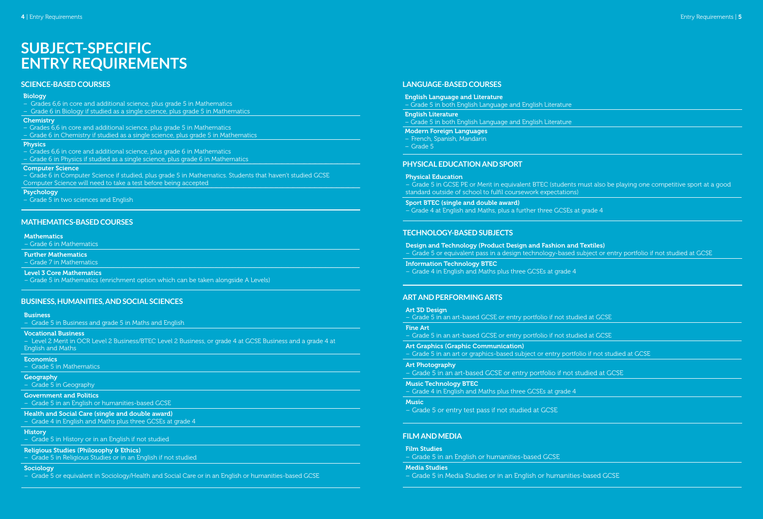# SUBJECT-SPECIFIC ENTRY REQUIREMENTS

## SCIENCE-BASED COURSES

**Biology**
- Grades 6,6 in core and additional science, plus grade 5 in Mathematics
- Grade 6 in Biology if studied as a single science, plus grade 5 in Mathematics

**Chemistry**
- Grades 6,6 in core and additional science, plus grade 5 in Mathematics
- Grade 6 in Chemistry if studied as a single science, plus grade 5 in Mathematics

**Physics**
- Grades 6,6 in core and additional science, plus grade 6 in Mathematics
- Grade 6 in Physics if studied as a single science, plus grade 6 in Mathematics

**Computer Science**
- Grade 6 in Computer Science if studied, plus grade 5 in Mathematics. Students that haven't studied GCSE Computer Science will need to take a test before being accepted

**Psychology**
- Grade 5 in two sciences and English

## MATHEMATICS-BASED COURSES

**Mathematics**
- Grade 6 in Mathematics

**Further Mathematics**
- Grade 7 in Mathematics

**Level 3 Core Mathematics**
- Grade 5 in Mathematics (enrichment option which can be taken alongside A Levels)

## BUSINESS, HUMANITIES, AND SOCIAL SCIENCES

**Business**
- Grade 5 in Business and grade 5 in Maths and English

**Vocational Business**
- Level 2 Merit in OCR Level 2 Business/BTEC Level 2 Business, or grade 4 at GCSE Business and a grade 4 at English and Maths

**Economics**
- Grade 5 in Mathematics

**Geography**
- Grade 5 in Geography

**Government and Politics**
- Grade 5 in an English or humanities-based GCSE

**Health and Social Care (single and double award)**
- Grade 4 in English and Maths plus three GCSEs at grade 4

**History**
- Grade 5 in History or in an English if not studied

**Religious Studies (Philosophy & Ethics)**
- Grade 5 in Religious Studies or in an English if not studied

**Sociology**
- Grade 5 or equivalent in Sociology/Health and Social Care or in an English or humanities-based GCSE

## LANGUAGE-BASED COURSES

**English Language and Literature**
- Grade 5 in both English Language and English Literature

**English Literature**
- Grade 5 in both English Language and English Literature

**Modern Foreign Languages**
- French, Spanish, Mandarin
- Grade 5

## PHYSICAL EDUCATION AND SPORT

**Physical Education**
- Grade 5 in GCSE PE or Merit in equivalent BTEC (students must also be playing one competitive sport at a good standard outside of school to fulfil coursework expectations)

**Sport BTEC (single and double award)**
- Grade 4 at English and Maths, plus a further three GCSEs at grade 4

## TECHNOLOGY-BASED SUBJECTS

**Design and Technology (Product Design and Fashion and Textiles)**
- Grade 5 or equivalent pass in a design technology-based subject or entry portfolio if not studied at GCSE

**Information Technology BTEC**
- Grade 4 in English and Maths plus three GCSEs at grade 4

## ART AND PERFORMING ARTS

**Art 3D Design**
- Grade 5 in an art-based GCSE or entry portfolio if not studied at GCSE

**Fine Art**
- Grade 5 in an art-based GCSE or entry portfolio if not studied at GCSE

**Art Graphics (Graphic Communication)**
- Grade 5 in an art or graphics-based subject or entry portfolio if not studied at GCSE

**Art Photography**
- Grade 5 in an art-based GCSE or entry portfolio if not studied at GCSE

**Music Technology BTEC**
- Grade 4 in English and Maths plus three GCSEs at grade 4

**Music**
- Grade 5 or entry test pass if not studied at GCSE

## FILM AND MEDIA

**Film Studies**
- Grade 5 in an English or humanities-based GCSE

**Media Studies**
- Grade 5 in Media Studies or in an English or humanities-based GCSE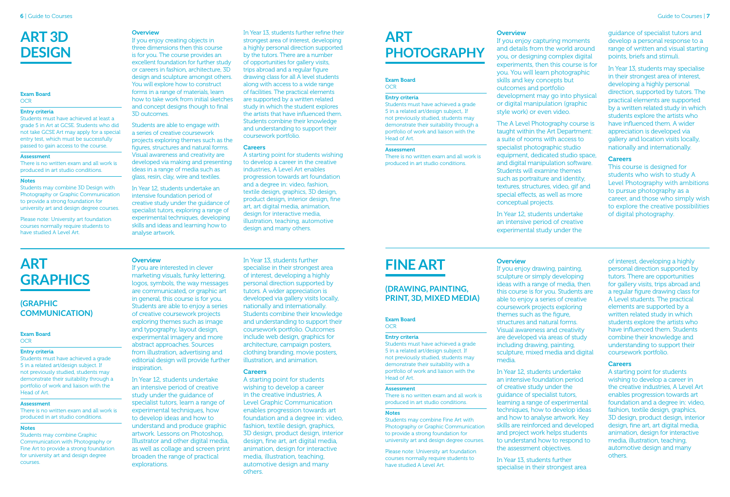# ART 3D DESIGN

**Exam Board**
OCR

**Entry criteria**
Students must have achieved at least a grade 5 in Art at GCSE. Students who did not take GCSE Art may apply for a special entry test, which must be successfully passed to gain access to the course.

**Assessment**
There is no written exam and all work is produced in art studio conditions.

**Notes**
Students may combine 3D Design with Photography or Graphic Communication to provide a strong foundation for university art and design degree courses.

Please note: University art foundation courses normally require students to have studied A Level Art.

**Overview**

If you enjoy creating objects in three dimensions then this course is for you. The course provides an excellent foundation for further study or careers in fashion, architecture, 3D design and sculpture amongst others. You will explore how to construct forms in a range of materials, learn how to take work from initial sketches and concept designs though to final 3D outcomes.

Students are able to engage with a series of creative coursework projects exploring themes such as the figures, structures and natural forms. Visual awareness and creativity are developed via making and presenting ideas in a range of media such as glass, resin, clay, wire and textiles.

In Year 12, students undertake an intensive foundation period of creative study under the guidance of specialist tutors, exploring a range of experimental techniques, developing skills and ideas and learning how to analyse artwork.

In Year 13, students further refine their strongest area of interest, developing a highly personal direction supported by the tutors. There are a number of opportunities for gallery visits, trips abroad and a regular figure drawing class for all A level students along with access to a wide range of facilities. The practical elements are supported by a written related study in which the student explores the artists that have influenced them. Students combine their knowledge and understanding to support their coursework portfolio.

**Careers**

A starting point for students wishing to develop a career in the creative industries, A Level Art enables progression towards art foundation and a degree in: video, fashion, textile design, graphics, 3D design, product design, interior design, fine art, art digital media, animation, design for interactive media, illustration, teaching, automotive design and many others.

# ART GRAPHICS

## (GRAPHIC COMMUNICATION)

**Exam Board**
OCR

**Entry criteria**
Students must have achieved a grade 5 in a related art/design subject. If not previously studied, students may demonstrate their suitability through a portfolio of work and liaison with the Head of Art.

**Assessment**
There is no written exam and all work is produced in art studio conditions.

**Notes**
Students may combine Graphic Communication with Photography or Fine Art to provide a strong foundation for university art and design degree courses.

**Overview**

If you are interested in clever marketing visuals, funky lettering, logos, symbols, the way messages are communicated, or graphic art in general, this course is for you. Students are able to enjoy a series of creative coursework projects exploring themes such as image and typography, layout design, experimental imagery and more abstract approaches. Sources from illustration, advertising and editorial design will provide further inspiration.

In Year 12, students undertake an intensive period of creative study under the guidance of specialist tutors, learn a range of experimental techniques, how to develop ideas and how to understand and produce graphic artwork. Lessons on Photoshop, Illustrator and other digital media, as well as collage and screen print broaden the range of practical explorations.

In Year 13, students further specialise in their strongest area of interest, developing a highly personal direction supported by tutors. A wider appreciation is developed via gallery visits locally, nationally and internationally. Students combine their knowledge and understanding to support their coursework portfolio. Outcomes include web design, graphics for architecture, campaign posters, clothing branding, movie posters, illustration, and animation.

**Careers**

A starting point for students wishing to develop a career in the creative industries, A Level Graphic Communication enables progression towards art foundation and a degree in: video, fashion, textile design, graphics, 3D design, product design, interior design, fine art, art digital media, animation, design for interactive media, illustration, teaching, automotive design and many others.

# ART PHOTOGRAPHY

**Exam Board**
OCR

**Entry criteria**
Students must have achieved a grade 5 in a related art/design subject,. If not previously studied, students may demonstrate their suitability through a portfolio of work and liaison with the Head of Art.

**Assessment**
There is no written exam and all work is produced in art studio conditions.

**Overview**

If you enjoy capturing moments and details from the world around you, or designing complex digital experiments, then this course is for you. You will learn photographic skills and key concepts but outcomes and portfolio development may go into physical or digital manipulation (graphic style work) or even video.

The A Level Photography course is taught within the Art Department: a suite of rooms with access to specialist photographic studio equipment, dedicated studio space, and digital manipulation software. Students will examine themes such as portraiture and identity, textures, structures, video, gif and special effects, as well as more conceptual projects.

In Year 12, students undertake an intensive period of creative experimental study under the guidance of specialist tutors and develop a personal response to a range of written and visual starting points, briefs and stimuli.

In Year 13, students may specialise in their strongest area of interest, developing a highly personal direction, supported by tutors. The practical elements are supported by a written related study in which students explore the artists who have influenced them. A wider appreciation is developed via gallery and location visits locally, nationally and internationally.

**Careers**

This course is designed for students who wish to study A Level Photography with ambitions to pursue photography as a career, and those who simply wish to explore the creative possibilities of digital photography.

# FINE ART

## (DRAWING, PAINTING, PRINT, 3D, MIXED MEDIA)

**Exam Board**
OCR

**Entry criteria**
Students must have achieved a grade 5 in a related art/design subject. If not previously studied, students may demonstrate their suitability with a portfolio of work and liaison with the Head of Art.

**Assessment**
There is no written exam and all work is produced in art studio conditions.

**Notes**
Students may combine Fine Art with Photography or Graphic Communication to provide a strong foundation for university art and design degree courses.

Please note: University art foundation courses normally require students to have studied A Level Art.

**Overview**

If you enjoy drawing, painting, sculpture or simply developing ideas with a range of media, then this course is for you. Students are able to enjoy a series of creative coursework projects exploring themes such as the figure, structures and natural forms. Visual awareness and creativity are developed via areas of study including drawing, painting, sculpture, mixed media and digital media.

In Year 12, students undertake an intensive foundation period of creative study under the guidance of specialist tutors, learning a range of experimental techniques, how to develop ideas and how to analyse artwork. Key skills are reinforced and developed and project work helps students to understand how to respond to the assessment objectives.

In Year 13, students further specialise in their strongest area of interest, developing a highly personal direction supported by tutors. There are opportunities for gallery visits, trips abroad and a regular figure drawing class for A Level students. The practical elements are supported by a written related study in which students explore the artists who have influenced them. Students combine their knowledge and understanding to support their coursework portfolio.

**Careers**

A starting point for students wishing to develop a career in the creative industries, A Level Art enables progression towards art foundation and a degree in: video, fashion, textile design, graphics, 3D design, product design, interior design, fine art, art digital media, animation, design for interactive media, illustration, teaching, automotive design and many others.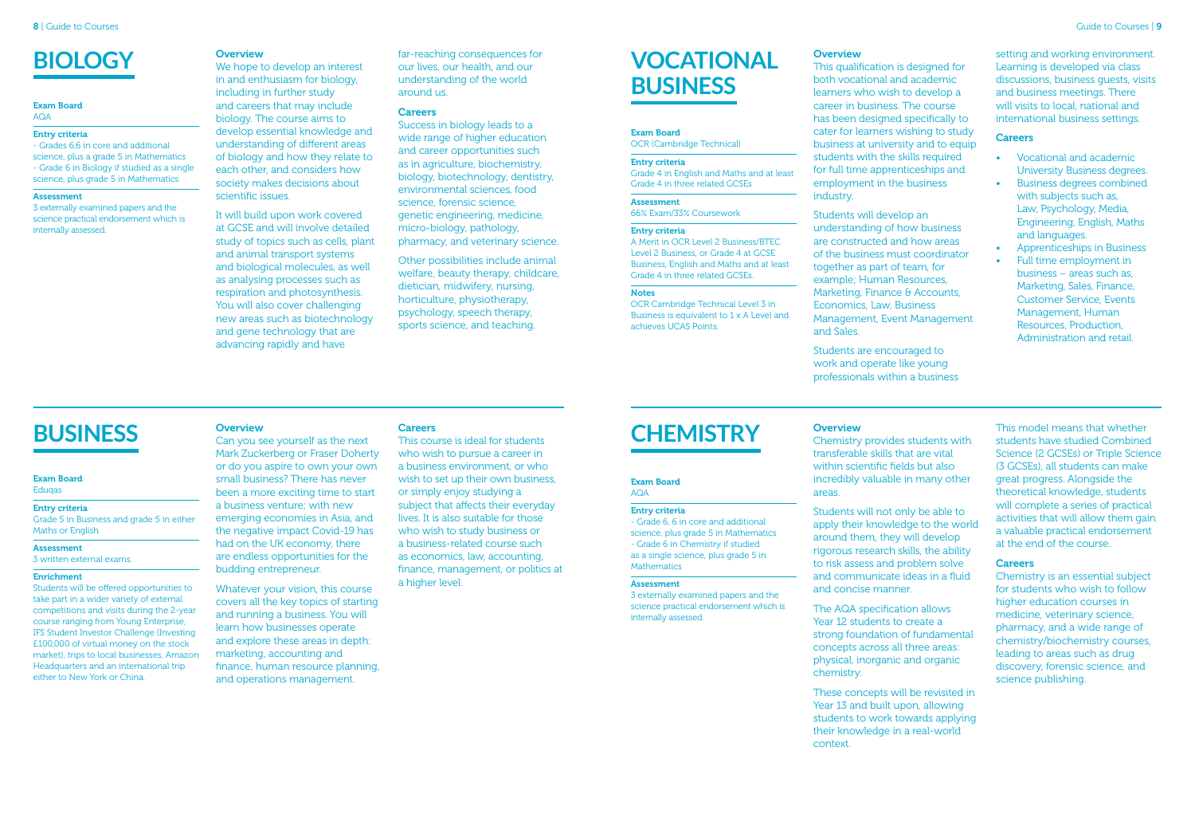# BIOLOGY

**Exam Board**
AQA

**Entry criteria**
- Grades 6,6 in core and additional science, plus a grade 5 in Mathematics
- Grade 6 in Biology if studied as a single science, plus grade 5 in Mathematics

**Assessment**
3 externally examined papers and the science practical endorsement which is internally assessed.

### Overview

We hope to develop an interest in and enthusiasm for biology, including in further study and careers that may include biology. The course aims to develop essential knowledge and understanding of different areas of biology and how they relate to each other, and considers how society makes decisions about scientific issues.

It will build upon work covered at GCSE and will involve detailed study of topics such as cells, plant and animal transport systems and biological molecules, as well as analysing processes such as respiration and photosynthesis. You will also cover challenging new areas such as biotechnology and gene technology that are advancing rapidly and have far-reaching consequences for our lives, our health, and our understanding of the world around us.

### Careers

Success in biology leads to a wide range of higher education and career opportunities such as in agriculture, biochemistry, biology, biotechnology, dentistry, environmental sciences, food science, forensic science, genetic engineering, medicine, micro-biology, pathology, pharmacy, and veterinary science.

Other possibilities include animal welfare, beauty therapy, childcare, dietician, midwifery, nursing, horticulture, physiotherapy, psychology, speech therapy, sports science, and teaching.

# BUSINESS

**Exam Board**
Eduqas

**Entry criteria**
Grade 5 in Business and grade 5 in either Maths or English

**Assessment**
3 written external exams.

**Enrichment**
Students will be offered opportunities to take part in a wider variety of external competitions and visits during the 2-year course ranging from Young Enterprise, IFS Student Investor Challenge (Investing £100,000 of virtual money on the stock market), trips to local businesses, Amazon Headquarters and an international trip either to New York or China.

### Overview

Can you see yourself as the next Mark Zuckerberg or Fraser Doherty or do you aspire to own your own small business? There has never been a more exciting time to start a business venture; with new emerging economies in Asia, and the negative impact Covid-19 has had on the UK economy, there are endless opportunities for the budding entrepreneur.

Whatever your vision, this course covers all the key topics of starting and running a business. You will learn how businesses operate and explore these areas in depth: marketing, accounting and finance, human resource planning, and operations management.

### Careers

This course is ideal for students who wish to pursue a career in a business environment, or who wish to set up their own business, or simply enjoy studying a subject that affects their everyday lives. It is also suitable for those who wish to study business or a business-related course such as economics, law, accounting, finance, management, or politics at a higher level.

# VOCATIONAL BUSINESS

**Exam Board**
OCR (Cambridge Technical)

**Entry criteria**
Grade 4 in English and Maths and at least Grade 4 in three related GCSEs

**Assessment**
66% Exam/33% Coursework

**Entry criteria**
A Merit in OCR Level 2 Business/BTEC Level 2 Business, or Grade 4 at GCSE Business, English and Maths and at least Grade 4 in three related GCSEs.

**Notes**
OCR Cambridge Technical Level 3 in Business is equivalent to 1 x A Level and achieves UCAS Points.

### Overview

This qualification is designed for both vocational and academic learners who wish to develop a career in business. The course has been designed specifically to cater for learners wishing to study business at university and to equip students with the skills required for full time apprenticeships and employment in the business industry.

Students will develop an understanding of how business are constructed and how areas of the business must coordinator together as part of team, for example; Human Resources, Marketing, Finance & Accounts, Economics, Law, Business Management, Event Management and Sales.

Students are encouraged to work and operate like young professionals within a business setting and working environment. Learning is developed via class discussions, business guests, visits and business meetings. There will visits to local, national and international business settings.

### Careers

- Vocational and academic University Business degrees.
- Business degrees combined with subjects such as, Law, Psychology, Media, Engineering, English, Maths and languages.
- Apprenticeships in Business
- Full time employment in business – areas such as, Marketing, Sales, Finance, Customer Service, Events Management, Human Resources, Production, Administration and retail.

# CHEMISTRY

**Exam Board**
AQA

**Entry criteria**
- Grade 6, 6 in core and additional science, plus grade 5 in Mathematics
- Grade 6 in Chemistry if studied as a single science, plus grade 5 in Mathematics

**Assessment**
3 externally examined papers and the science practical endorsement which is internally assessed.

### Overview

Chemistry provides students with transferable skills that are vital within scientific fields but also incredibly valuable in many other areas.

Students will not only be able to apply their knowledge to the world around them, they will develop rigorous research skills, the ability to risk assess and problem solve and communicate ideas in a fluid and concise manner.

The AQA specification allows Year 12 students to create a strong foundation of fundamental concepts across all three areas: physical, inorganic and organic chemistry.

These concepts will be revisited in Year 13 and built upon, allowing students to work towards applying their knowledge in a real-world context.

This model means that whether students have studied Combined Science (2 GCSEs) or Triple Science (3 GCSEs), all students can make great progress. Alongside the theoretical knowledge, students will complete a series of practical activities that will allow them gain a valuable practical endorsement at the end of the course.

### Careers

Chemistry is an essential subject for students who wish to follow higher education courses in medicine, veterinary science, pharmacy, and a wide range of chemistry/biochemistry courses, leading to areas such as drug discovery, forensic science, and science publishing.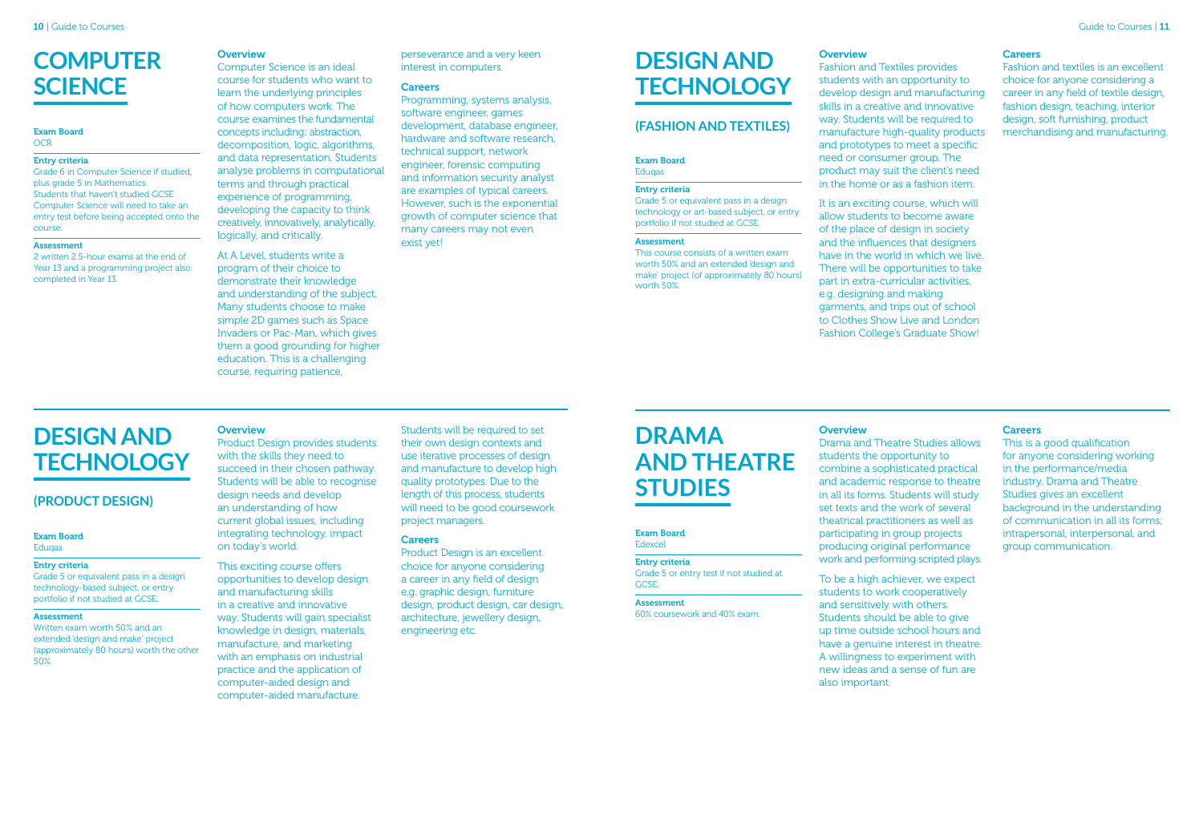# COMPUTER SCIENCE

**Exam Board**
OCR

**Entry criteria**
Grade 6 in Computer Science if studied, plus grade 5 in Mathematics. Students that haven't studied GCSE Computer Science will need to take an entry test before being accepted onto the course.

**Assessment**
2 written 2.5-hour exams at the end of Year 13 and a programming project also completed in Year 13.

### Overview

Computer Science is an ideal course for students who want to learn the underlying principles of how computers work. The course examines the fundamental concepts including: abstraction, decomposition, logic, algorithms, and data representation. Students analyse problems in computational terms and through practical experience of programming, developing the capacity to think creatively, innovatively, analytically, logically, and critically.

At A Level, students write a program of their choice to demonstrate their knowledge and understanding of the subject. Many students choose to make simple 2D games such as Space Invaders or Pac-Man, which gives them a good grounding for higher education. This is a challenging course, requiring patience, perseverance and a very keen interest in computers.

### Careers

Programming, systems analysis, software engineer, games development, database engineer, hardware and software research, technical support, network engineer, forensic computing and information security analyst are examples of typical careers. However, such is the exponential growth of computer science that many careers may not even exist yet!

# DESIGN AND TECHNOLOGY

## (PRODUCT DESIGN)

**Exam Board**
Eduqas

**Entry criteria**
Grade 5 or equivalent pass in a design technology-based subject, or entry portfolio if not studied at GCSE.

**Assessment**
Written exam worth 50% and an extended 'design and make' project (approximately 80 hours) worth the other 50%.

### Overview

Product Design provides students with the skills they need to succeed in their chosen pathway. Students will be able to recognise design needs and develop an understanding of how current global issues, including integrating technology, impact on today's world.

This exciting course offers opportunities to develop design and manufacturing skills in a creative and innovative way. Students will gain specialist knowledge in design, materials, manufacture, and marketing with an emphasis on industrial practice and the application of computer-aided design and computer-aided manufacture.

Students will be required to set their own design contexts and use iterative processes of design and manufacture to develop high quality prototypes. Due to the length of this process, students will need to be good coursework project managers.

### Careers

Product Design is an excellent choice for anyone considering a career in any field of design e.g. graphic design, furniture design, product design, car design, architecture, jewellery design, engineering etc.

# DESIGN AND TECHNOLOGY

## (FASHION AND TEXTILES)

**Exam Board**
Eduqas

**Entry criteria**
Grade 5 or equivalent pass in a design technology or art-based subject, or entry portfolio if not studied at GCSE.

**Assessment**
This course consists of a written exam worth 50% and an extended 'design and make' project (of approximately 80 hours) worth 50%.

### Overview

Fashion and Textiles provides students with an opportunity to develop design and manufacturing skills in a creative and innovative way. Students will be required to manufacture high-quality products and prototypes to meet a specific need or consumer group. The product may suit the client's need in the home or as a fashion item.

It is an exciting course, which will allow students to become aware of the place of design in society and the influences that designers have in the world in which we live. There will be opportunities to take part in extra-curricular activities, e.g. designing and making garments, and trips out of school to Clothes Show Live and London Fashion College's Graduate Show!

### Careers

Fashion and textiles is an excellent choice for anyone considering a career in any field of textile design, fashion design, teaching, interior design, soft furnishing, product merchandising and manufacturing.

# DRAMA AND THEATRE STUDIES

**Exam Board**
Edexcel

**Entry criteria**
Grade 5 or entry test if not studied at GCSE.

**Assessment**
60% coursework and 40% exam.

### Overview

Drama and Theatre Studies allows students the opportunity to combine a sophisticated practical and academic response to theatre in all its forms. Students will study set texts and the work of several theatrical practitioners as well as participating in group projects producing original performance work and performing scripted plays.

To be a high achiever, we expect students to work cooperatively and sensitively with others. Students should be able to give up time outside school hours and have a genuine interest in theatre. A willingness to experiment with new ideas and a sense of fun are also important.

### Careers

This is a good qualification for anyone considering working in the performance/media industry. Drama and Theatre Studies gives an excellent background in the understanding of communication in all its forms; intrapersonal, interpersonal, and group communication.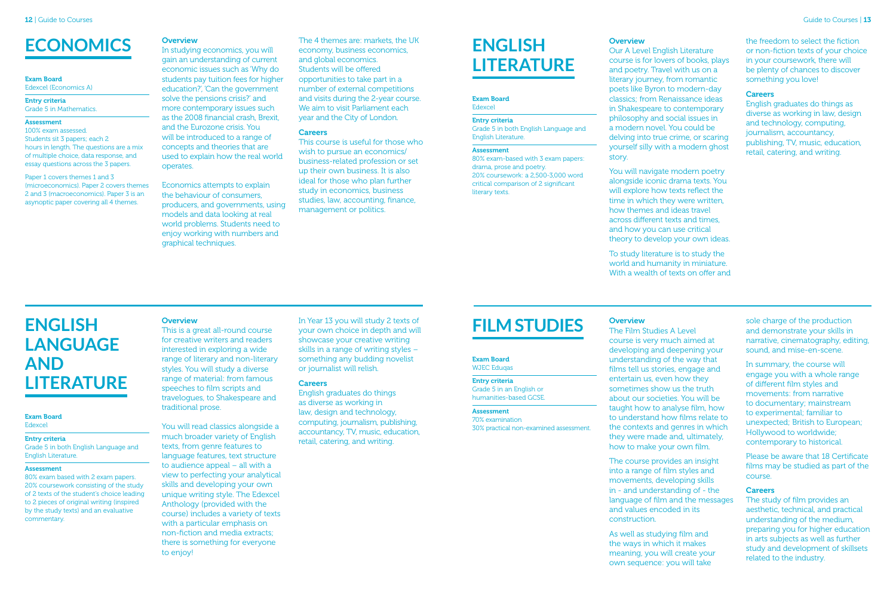# ECONOMICS

**Exam Board**
Edexcel (Economics A)

**Entry criteria**
Grade 5 in Mathematics.

**Assessment**
100% exam assessed.
Students sit 3 papers; each 2 hours in length. The questions are a mix of multiple choice, data response, and essay questions across the 3 papers.

Paper 1 covers themes 1 and 3 (microeconomics). Paper 2 covers themes 2 and 3 (macroeconomics). Paper 3 is an asynoptic paper covering all 4 themes.

### Overview

In studying economics, you will gain an understanding of current economic issues such as 'Why do students pay tuition fees for higher education?', 'Can the government solve the pensions crisis?' and more contemporary issues such as the 2008 financial crash, Brexit, and the Eurozone crisis. You will be introduced to a range of concepts and theories that are used to explain how the real world operates.

Economics attempts to explain the behaviour of consumers, producers, and governments, using models and data looking at real world problems. Students need to enjoy working with numbers and graphical techniques.

The 4 themes are: markets, the UK economy, business economics, and global economics.
Students will be offered opportunities to take part in a number of external competitions and visits during the 2-year course. We aim to visit Parliament each year and the City of London.

### Careers

This course is useful for those who wish to pursue an economics/ business-related profession or set up their own business. It is also ideal for those who plan further study in economics, business studies, law, accounting, finance, management or politics.

# ENGLISH LANGUAGE AND LITERATURE

**Exam Board**
Edexcel

**Entry criteria**
Grade 5 in both English Language and English Literature.

**Assessment**
80% exam based with 2 exam papers.
20% coursework consisting of the study of 2 texts of the student's choice leading to 2 pieces of original writing (inspired by the study texts) and an evaluative commentary.

### Overview

This is a great all-round course for creative writers and readers interested in exploring a wide range of literary and non-literary styles. You will study a diverse range of material: from famous speeches to film scripts and travelogues, to Shakespeare and traditional prose.

You will read classics alongside a much broader variety of English texts, from genre features to language features, text structure to audience appeal – all with a view to perfecting your analytical skills and developing your own unique writing style. The Edexcel Anthology (provided with the course) includes a variety of texts with a particular emphasis on non-fiction and media extracts; there is something for everyone to enjoy!

In Year 13 you will study 2 texts of your own choice in depth and will showcase your creative writing skills in a range of writing styles – something any budding novelist or journalist will relish.

### Careers

English graduates do things as diverse as working in law, design and technology, computing, journalism, publishing, accountancy, TV, music, education, retail, catering, and writing.

# ENGLISH LITERATURE

**Exam Board**
Edexcel

**Entry criteria**
Grade 5 in both English Language and English Literature.

**Assessment**
80% exam-based with 3 exam papers: drama, prose and poetry.
20% coursework: a 2,500-3,000 word critical comparison of 2 significant literary texts.

### Overview

Our A Level English Literature course is for lovers of books, plays and poetry. Travel with us on a literary journey, from romantic poets like Byron to modern-day classics; from Renaissance ideas in Shakespeare to contemporary philosophy and social issues in a modern novel. You could be delving into true crime, or scaring yourself silly with a modern ghost story.

You will navigate modern poetry alongside iconic drama texts. You will explore how texts reflect the time in which they were written, how themes and ideas travel across different texts and times, and how you can use critical theory to develop your own ideas.

To study literature is to study the world and humanity in miniature. With a wealth of texts on offer and the freedom to select the fiction or non-fiction texts of your choice in your coursework, there will be plenty of chances to discover something you love!

### Careers

English graduates do things as diverse as working in law, design and technology, computing, journalism, accountancy, publishing, TV, music, education, retail, catering, and writing.

# FILM STUDIES

**Exam Board**
WJEC Eduqas

**Entry criteria**
Grade 5 in an English or humanities-based GCSE.

**Assessment**
70% examination
30% practical non-examined assessment.

### Overview

The Film Studies A Level course is very much aimed at developing and deepening your understanding of the way that films tell us stories, engage and entertain us, even how they sometimes show us the truth about our societies. You will be taught how to analyse film, how to understand how films relate to the contexts and genres in which they were made and, ultimately, how to make your own film.

The course provides an insight into a range of film styles and movements, developing skills in - and understanding of - the language of film and the messages and values encoded in its construction.

As well as studying film and the ways in which it makes meaning, you will create your own sequence: you will take sole charge of the production and demonstrate your skills in narrative, cinematography, editing, sound, and mise-en-scene.

In summary, the course will engage you with a whole range of different film styles and movements: from narrative to experimental; familiar to unexpected; British to European; Hollywood to worldwide; contemporary to historical.

Please be aware that 18 Certificate films may be studied as part of the course.

### Careers

The study of film provides an aesthetic, technical, and practical understanding of the medium, preparing you for higher education in arts subjects as well as further study and development of skillsets related to the industry.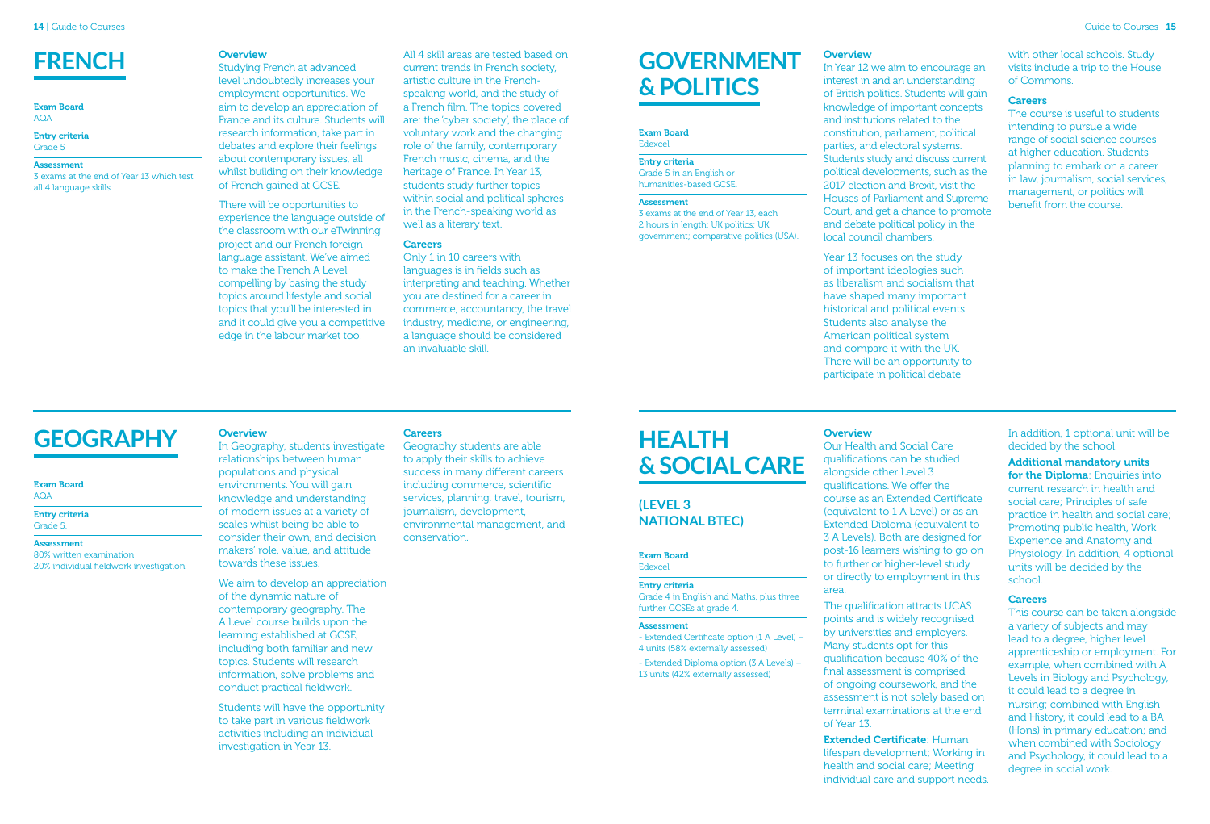# FRENCH

**Exam Board**
AQA

**Entry criteria**
Grade 5

**Assessment**
3 exams at the end of Year 13 which test all 4 language skills.

### Overview

Studying French at advanced level undoubtedly increases your employment opportunities. We aim to develop an appreciation of France and its culture. Students will research information, take part in debates and explore their feelings about contemporary issues, all whilst building on their knowledge of French gained at GCSE.

There will be opportunities to experience the language outside of the classroom with our eTwinning project and our French foreign language assistant. We've aimed to make the French A Level compelling by basing the study topics around lifestyle and social topics that you'll be interested in and it could give you a competitive edge in the labour market too!

All 4 skill areas are tested based on current trends in French society, artistic culture in the French-speaking world, and the study of a French film. The topics covered are: the 'cyber society', the place of voluntary work and the changing role of the family, contemporary French music, cinema, and the heritage of France. In Year 13, students study further topics within social and political spheres in the French-speaking world as well as a literary text.

### Careers

Only 1 in 10 careers with languages is in fields such as interpreting and teaching. Whether you are destined for a career in commerce, accountancy, the travel industry, medicine, or engineering, a language should be considered an invaluable skill.

# GOVERNMENT & POLITICS

**Exam Board**
Edexcel

**Entry criteria**
Grade 5 in an English or humanities-based GCSE.

**Assessment**
3 exams at the end of Year 13, each 2 hours in length: UK politics; UK government; comparative politics (USA).

### Overview

In Year 12 we aim to encourage an interest in and an understanding of British politics. Students will gain knowledge of important concepts and institutions related to the constitution, parliament, political parties, and electoral systems. Students study and discuss current political developments, such as the 2017 election and Brexit, visit the Houses of Parliament and Supreme Court, and get a chance to promote and debate political policy in the local council chambers.

Year 13 focuses on the study of important ideologies such as liberalism and socialism that have shaped many important historical and political events. Students also analyse the American political system and compare it with the UK. There will be an opportunity to participate in political debate with other local schools. Study visits include a trip to the House of Commons.

### Careers

The course is useful to students intending to pursue a wide range of social science courses at higher education. Students planning to embark on a career in law, journalism, social services, management, or politics will benefit from the course.

# GEOGRAPHY

**Exam Board**
AQA

**Entry criteria**
Grade 5.

**Assessment**
80% written examination
20% individual fieldwork investigation.

### Overview

In Geography, students investigate relationships between human populations and physical environments. You will gain knowledge and understanding of modern issues at a variety of scales whilst being be able to consider their own, and decision makers' role, value, and attitude towards these issues.

We aim to develop an appreciation of the dynamic nature of contemporary geography. The A Level course builds upon the learning established at GCSE, including both familiar and new topics. Students will research information, solve problems and conduct practical fieldwork.

Students will have the opportunity to take part in various fieldwork activities including an individual investigation in Year 13.

### Careers

Geography students are able to apply their skills to achieve success in many different careers including commerce, scientific services, planning, travel, tourism, journalism, development, environmental management, and conservation.

# HEALTH & SOCIAL CARE

## (LEVEL 3 NATIONAL BTEC)

**Exam Board**
Edexcel

**Entry criteria**
Grade 4 in English and Maths, plus three further GCSEs at grade 4.

**Assessment**
- Extended Certificate option (1 A Level) – 4 units (58% externally assessed)
- Extended Diploma option (3 A Levels) – 13 units (42% externally assessed)

### Overview

Our Health and Social Care qualifications can be studied alongside other Level 3 qualifications. We offer the course as an Extended Certificate (equivalent to 1 A Level) or as an Extended Diploma (equivalent to 3 A Levels). Both are designed for post-16 learners wishing to go on to further or higher-level study or directly to employment in this area.

The qualification attracts UCAS points and is widely recognised by universities and employers. Many students opt for this qualification because 40% of the final assessment is comprised of ongoing coursework, and the assessment is not solely based on terminal examinations at the end of Year 13.

**Extended Certificate**: Human lifespan development; Working in health and social care; Meeting individual care and support needs. In addition, 1 optional unit will be decided by the school.

**Additional mandatory units for the Diploma**: Enquiries into current research in health and social care; Principles of safe practice in health and social care; Promoting public health, Work Experience and Anatomy and Physiology. In addition, 4 optional units will be decided by the school.

### Careers

This course can be taken alongside a variety of subjects and may lead to a degree, higher level apprenticeship or employment. For example, when combined with A Levels in Biology and Psychology, it could lead to a degree in nursing; combined with English and History, it could lead to a BA (Hons) in primary education; and when combined with Sociology and Psychology, it could lead to a degree in social work.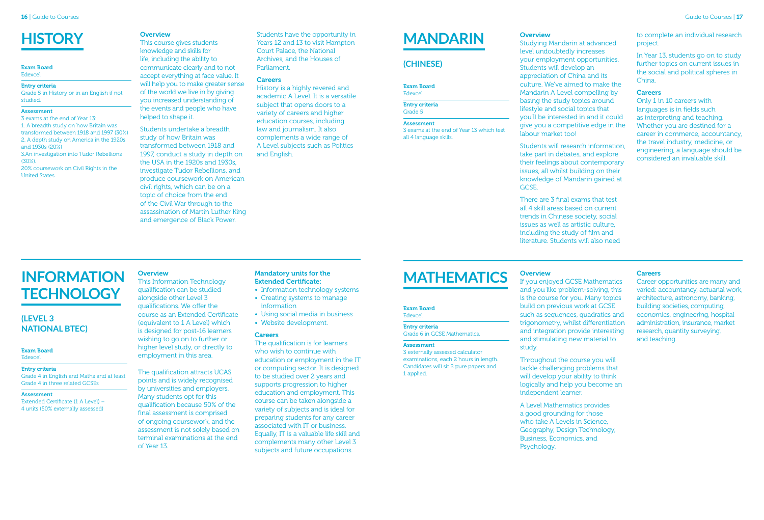# HISTORY

**Exam Board**
Edexcel

**Entry criteria**
Grade 5 in History or in an English if not studied.

**Assessment**
3 exams at the end of Year 13.
1. A breadth study on how Britain was transformed between 1918 and 1997 (30%)
2. A depth study on America in the 1920s and 1930s (20%)
3.An investigation into Tudor Rebellions (30%).
20% coursework on Civil Rights in the United States.

### Overview

This course gives students knowledge and skills for life, including the ability to communicate clearly and to not accept everything at face value. It will help you to make greater sense of the world we live in by giving you increased understanding of the events and people who have helped to shape it.

Students undertake a breadth study of how Britain was transformed between 1918 and 1997, conduct a study in depth on the USA in the 1920s and 1930s, investigate Tudor Rebellions, and produce coursework on American civil rights, which can be on a topic of choice from the end of the Civil War through to the assassination of Martin Luther King and emergence of Black Power.

Students have the opportunity in Years 12 and 13 to visit Hampton Court Palace, the National Archives, and the Houses of Parliament.

### Careers

History is a highly revered and academic A Level. It is a versatile subject that opens doors to a variety of careers and higher education courses, including law and journalism. It also complements a wide range of A Level subjects such as Politics and English.

# INFORMATION TECHNOLOGY

## (LEVEL 3 NATIONAL BTEC)

**Exam Board**
Edexcel

**Entry criteria**
Grade 4 in English and Maths and at least Grade 4 in three related GCSEs

**Assessment**
Extended Certificate (1 A Level) – 4 units (50% externally assessed)

### Overview

This Information Technology qualification can be studied alongside other Level 3 qualifications. We offer the course as an Extended Certificate (equivalent to 1 A Level) which is designed for post-16 learners wishing to go on to further or higher level study, or directly to employment in this area.

The qualification attracts UCAS points and is widely recognised by universities and employers. Many students opt for this qualification because 50% of the final assessment is comprised of ongoing coursework, and the assessment is not solely based on terminal examinations at the end of Year 13.

### Mandatory units for the Extended Certificate:

- Information technology systems
- Creating systems to manage information
- Using social media in business
- Website development.

### Careers

The qualification is for learners who wish to continue with education or employment in the IT or computing sector. It is designed to be studied over 2 years and supports progression to higher education and employment. This course can be taken alongside a variety of subjects and is ideal for preparing students for any career associated with IT or business. Equally, IT is a valuable life skill and complements many other Level 3 subjects and future occupations.

# MANDARIN

## (CHINESE)

**Exam Board**
Edexcel

**Entry criteria**
Grade 5

**Assessment**
3 exams at the end of Year 13 which test all 4 language skills.

### Overview

Studying Mandarin at advanced level undoubtedly increases your employment opportunities. Students will develop an appreciation of China and its culture. We've aimed to make the Mandarin A Level compelling by basing the study topics around lifestyle and social topics that you'll be interested in and it could give you a competitive edge in the labour market too!

Students will research information, take part in debates, and explore their feelings about contemporary issues, all whilst building on their knowledge of Mandarin gained at GCSE.

There are 3 final exams that test all 4 skill areas based on current trends in Chinese society, social issues as well as artistic culture, including the study of film and literature. Students will also need to complete an individual research project.

In Year 13, students go on to study further topics on current issues in the social and political spheres in China.

### Careers

Only 1 in 10 careers with languages is in fields such as interpreting and teaching. Whether you are destined for a career in commerce, accountancy, the travel industry, medicine, or engineering, a language should be considered an invaluable skill.

# MATHEMATICS

**Exam Board**
Edexcel

**Entry criteria**
Grade 6 in GCSE Mathematics.

**Assessment**
3 externally assessed calculator examinations, each 2 hours in length. Candidates will sit 2 pure papers and 1 applied.

### Overview

If you enjoyed GCSE Mathematics and you like problem-solving, this is the course for you. Many topics build on previous work at GCSE such as sequences, quadratics and trigonometry, whilst differentiation and integration provide interesting and stimulating new material to study.

Throughout the course you will tackle challenging problems that will develop your ability to think logically and help you become an independent learner.

A Level Mathematics provides a good grounding for those who take A Levels in Science, Geography, Design Technology, Business, Economics, and Psychology.

### Careers

Career opportunities are many and varied: accountancy, actuarial work, architecture, astronomy, banking, building societies, computing, economics, engineering, hospital administration, insurance, market research, quantity surveying, and teaching.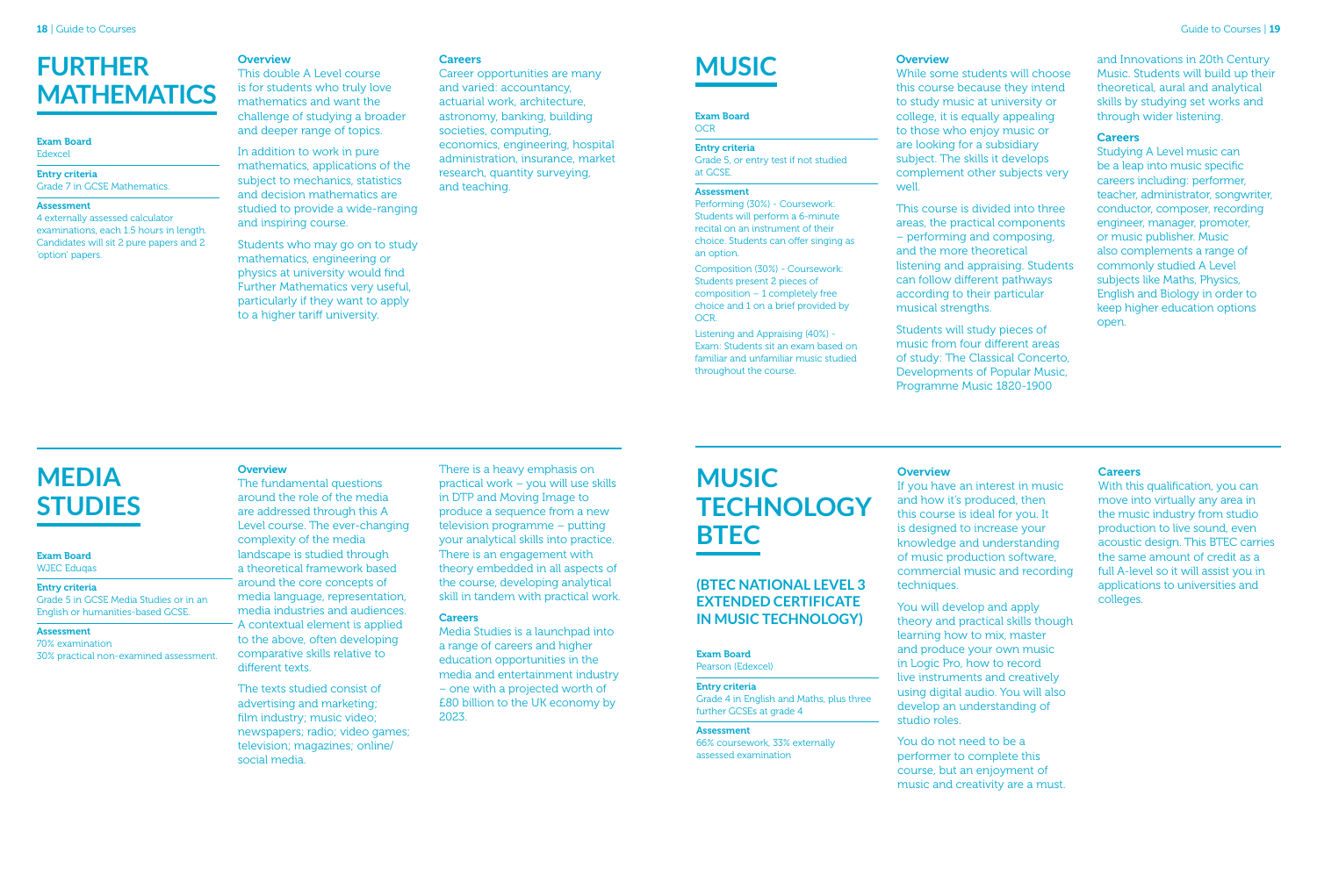# FURTHER MATHEMATICS

**Exam Board**
Edexcel

**Entry criteria**
Grade 7 in GCSE Mathematics.

**Assessment**
4 externally assessed calculator examinations, each 1.5 hours in length. Candidates will sit 2 pure papers and 2 'option' papers.

### Overview

This double A Level course is for students who truly love mathematics and want the challenge of studying a broader and deeper range of topics.

In addition to work in pure mathematics, applications of the subject to mechanics, statistics and decision mathematics are studied to provide a wide-ranging and inspiring course.

Students who may go on to study mathematics, engineering or physics at university would find Further Mathematics very useful, particularly if they want to apply to a higher tariff university.

### Careers

Career opportunities are many and varied: accountancy, actuarial work, architecture, astronomy, banking, building societies, computing, economics, engineering, hospital administration, insurance, market research, quantity surveying, and teaching.

# MEDIA STUDIES

**Exam Board**
WJEC Eduqas

**Entry criteria**
Grade 5 in GCSE Media Studies or in an English or humanities-based GCSE.

**Assessment**
70% examination
30% practical non-examined assessment.

### Overview

The fundamental questions around the role of the media are addressed through this A Level course. The ever-changing complexity of the media landscape is studied through a theoretical framework based around the core concepts of media language, representation, media industries and audiences. A contextual element is applied to the above, often developing comparative skills relative to different texts.

The texts studied consist of advertising and marketing; film industry; music video; newspapers; radio; video games; television; magazines; online/social media.

There is a heavy emphasis on practical work – you will use skills in DTP and Moving Image to produce a sequence from a new television programme – putting your analytical skills into practice. There is an engagement with theory embedded in all aspects of the course, developing analytical skill in tandem with practical work.

### Careers

Media Studies is a launchpad into a range of careers and higher education opportunities in the media and entertainment industry – one with a projected worth of £80 billion to the UK economy by 2023.

# MUSIC

**Exam Board**
OCR

**Entry criteria**
Grade 5, or entry test if not studied at GCSE.

**Assessment**
Performing (30%) - Coursework: Students will perform a 6-minute recital on an instrument of their choice. Students can offer singing as an option.

Composition (30%) - Coursework: Students present 2 pieces of composition – 1 completely free choice and 1 on a brief provided by OCR.

Listening and Appraising (40%) - Exam: Students sit an exam based on familiar and unfamiliar music studied throughout the course.

### Overview

While some students will choose this course because they intend to study music at university or college, it is equally appealing to those who enjoy music or are looking for a subsidiary subject. The skills it develops complement other subjects very well.

This course is divided into three areas, the practical components – performing and composing, and the more theoretical listening and appraising. Students can follow different pathways according to their particular musical strengths.

Students will study pieces of music from four different areas of study: The Classical Concerto, Developments of Popular Music, Programme Music 1820-1900 and Innovations in 20th Century Music. Students will build up their theoretical, aural and analytical skills by studying set works and through wider listening.

### Careers

Studying A Level music can be a leap into music specific careers including: performer, teacher, administrator, songwriter, conductor, composer, recording engineer, manager, promoter, or music publisher. Music also complements a range of commonly studied A Level subjects like Maths, Physics, English and Biology in order to keep higher education options open.

# MUSIC TECHNOLOGY BTEC

## (BTEC NATIONAL LEVEL 3 EXTENDED CERTIFICATE IN MUSIC TECHNOLOGY)

**Exam Board**
Pearson (Edexcel)

**Entry criteria**
Grade 4 in English and Maths, plus three further GCSEs at grade 4

**Assessment**
66% coursework, 33% externally assessed examination

### Overview

If you have an interest in music and how it's produced, then this course is ideal for you. It is designed to increase your knowledge and understanding of music production software, commercial music and recording techniques.

You will develop and apply theory and practical skills though learning how to mix, master and produce your own music in Logic Pro, how to record live instruments and creatively using digital audio. You will also develop an understanding of studio roles.

You do not need to be a performer to complete this course, but an enjoyment of music and creativity are a must.

### Careers

With this qualification, you can move into virtually any area in the music industry from studio production to live sound, even acoustic design. This BTEC carries the same amount of credit as a full A-level so it will assist you in applications to universities and colleges.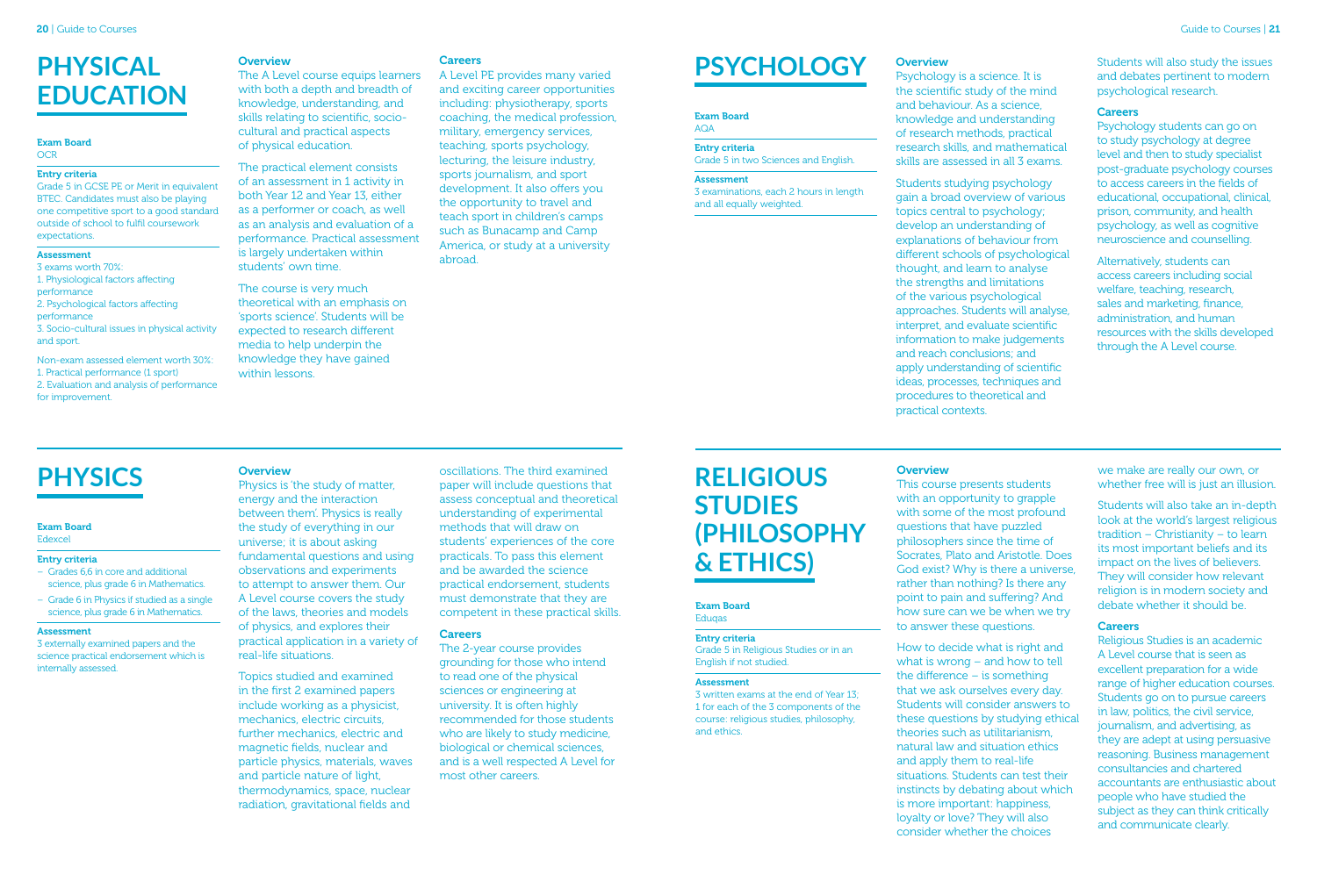# PHYSICAL EDUCATION

**Exam Board**
OCR

**Entry criteria**
Grade 5 in GCSE PE or Merit in equivalent BTEC. Candidates must also be playing one competitive sport to a good standard outside of school to fulfil coursework expectations.

**Assessment**
3 exams worth 70%:
1. Physiological factors affecting performance
2. Psychological factors affecting performance
3. Socio-cultural issues in physical activity and sport.

Non-exam assessed element worth 30%:
1. Practical performance (1 sport)
2. Evaluation and analysis of performance for improvement.

**Overview**

The A Level course equips learners with both a depth and breadth of knowledge, understanding, and skills relating to scientific, socio-cultural and practical aspects of physical education.

The practical element consists of an assessment in 1 activity in both Year 12 and Year 13, either as a performer or coach, as well as an analysis and evaluation of a performance. Practical assessment is largely undertaken within students' own time.

The course is very much theoretical with an emphasis on 'sports science'. Students will be expected to research different media to help underpin the knowledge they have gained within lessons.

**Careers**

A Level PE provides many varied and exciting career opportunities including: physiotherapy, sports coaching, the medical profession, military, emergency services, teaching, sports psychology, lecturing, the leisure industry, sports journalism, and sport development. It also offers you the opportunity to travel and teach sport in children's camps such as Bunacamp and Camp America, or study at a university abroad.

# PHYSICS

**Exam Board**
Edexcel

**Entry criteria**
- Grades 6,6 in core and additional science, plus grade 6 in Mathematics.
- Grade 6 in Physics if studied as a single science, plus grade 6 in Mathematics.

**Assessment**
3 externally examined papers and the science practical endorsement which is internally assessed.

**Overview**

Physics is 'the study of matter, energy and the interaction between them'. Physics is really the study of everything in our universe; it is about asking fundamental questions and using observations and experiments to attempt to answer them. Our A Level course covers the study of the laws, theories and models of physics, and explores their practical application in a variety of real-life situations.

Topics studied and examined in the first 2 examined papers include working as a physicist, mechanics, electric circuits, further mechanics, electric and magnetic fields, nuclear and particle physics, materials, waves and particle nature of light, thermodynamics, space, nuclear radiation, gravitational fields and oscillations. The third examined paper will include questions that assess conceptual and theoretical understanding of experimental methods that will draw on students' experiences of the core practicals. To pass this element and be awarded the science practical endorsement, students must demonstrate that they are competent in these practical skills.

**Careers**

The 2-year course provides grounding for those who intend to read one of the physical sciences or engineering at university. It is often highly recommended for those students who are likely to study medicine, biological or chemical sciences, and is a well respected A Level for most other careers.

# PSYCHOLOGY

**Exam Board**
AQA

**Entry criteria**
Grade 5 in two Sciences and English.

**Assessment**
3 examinations, each 2 hours in length and all equally weighted.

**Overview**

Psychology is a science. It is the scientific study of the mind and behaviour. As a science, knowledge and understanding of research methods, practical research skills, and mathematical skills are assessed in all 3 exams.

Students studying psychology gain a broad overview of various topics central to psychology; develop an understanding of explanations of behaviour from different schools of psychological thought, and learn to analyse the strengths and limitations of the various psychological approaches. Students will analyse, interpret, and evaluate scientific information to make judgements and reach conclusions; and apply understanding of scientific ideas, processes, techniques and procedures to theoretical and practical contexts.

Students will also study the issues and debates pertinent to modern psychological research.

**Careers**

Psychology students can go on to study psychology at degree level and then to study specialist post-graduate psychology courses to access careers in the fields of educational, occupational, clinical, prison, community, and health psychology, as well as cognitive neuroscience and counselling.

Alternatively, students can access careers including social welfare, teaching, research, sales and marketing, finance, administration, and human resources with the skills developed through the A Level course.

# RELIGIOUS STUDIES (PHILOSOPHY & ETHICS)

**Exam Board**
Eduqas

**Entry criteria**
Grade 5 in Religious Studies or in an English if not studied.

**Assessment**
3 written exams at the end of Year 13; 1 for each of the 3 components of the course: religious studies, philosophy, and ethics.

**Overview**

This course presents students with an opportunity to grapple with some of the most profound questions that have puzzled philosophers since the time of Socrates, Plato and Aristotle. Does God exist? Why is there a universe, rather than nothing? Is there any point to pain and suffering? And how sure can we be when we try to answer these questions.

How to decide what is right and what is wrong – and how to tell the difference – is something that we ask ourselves every day. Students will consider answers to these questions by studying ethical theories such as utilitarianism, natural law and situation ethics and apply them to real-life situations. Students can test their instincts by debating about which is more important: happiness, loyalty or love? They will also consider whether the choices we make are really our own, or whether free will is just an illusion.

Students will also take an in-depth look at the world's largest religious tradition – Christianity – to learn its most important beliefs and its impact on the lives of believers. They will consider how relevant religion is in modern society and debate whether it should be.

**Careers**

Religious Studies is an academic A Level course that is seen as excellent preparation for a wide range of higher education courses. Students go on to pursue careers in law, politics, the civil service, journalism, and advertising, as they are adept at using persuasive reasoning. Business management consultancies and chartered accountants are enthusiastic about people who have studied the subject as they can think critically and communicate clearly.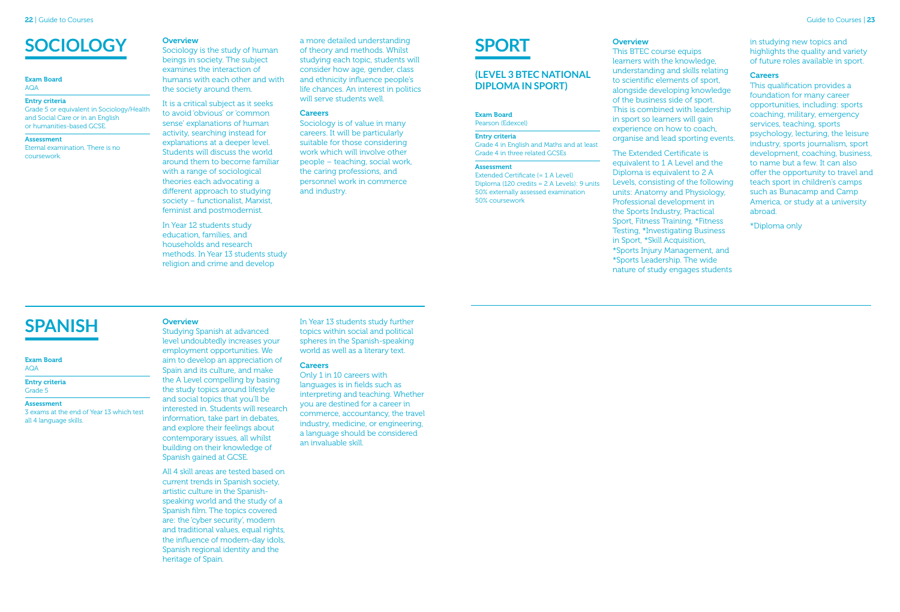# SOCIOLOGY

**Exam Board**
AQA

**Entry criteria**
Grade 5 or equivalent in Sociology/Health and Social Care or in an English or humanities-based GCSE.

**Assessment**
Eternal examination. There is no coursework.

### Overview

Sociology is the study of human beings in society. The subject examines the interaction of humans with each other and with the society around them.

It is a critical subject as it seeks to avoid 'obvious' or 'common sense' explanations of human activity, searching instead for explanations at a deeper level. Students will discuss the world around them to become familiar with a range of sociological theories each advocating a different approach to studying society – functionalist, Marxist, feminist and postmodernist.

In Year 12 students study education, families, and households and research methods. In Year 13 students study religion and crime and develop a more detailed understanding of theory and methods. Whilst studying each topic, students will consider how age, gender, class and ethnicity influence people's life chances. An interest in politics will serve students well.

### Careers

Sociology is of value in many careers. It will be particularly suitable for those considering work which will involve other people – teaching, social work, the caring professions, and personnel work in commerce and industry.

# SPANISH

**Exam Board**
AQA

**Entry criteria**
Grade 5

**Assessment**
3 exams at the end of Year 13 which test all 4 language skills.

### Overview

Studying Spanish at advanced level undoubtedly increases your employment opportunities. We aim to develop an appreciation of Spain and its culture, and make the A Level compelling by basing the study topics around lifestyle and social topics that you'll be interested in. Students will research information, take part in debates, and explore their feelings about contemporary issues, all whilst building on their knowledge of Spanish gained at GCSE.

All 4 skill areas are tested based on current trends in Spanish society, artistic culture in the Spanish-speaking world and the study of a Spanish film. The topics covered are: the 'cyber security', modern and traditional values, equal rights, the influence of modern-day idols, Spanish regional identity and the heritage of Spain.

In Year 13 students study further topics within social and political spheres in the Spanish-speaking world as well as a literary text.

### Careers

Only 1 in 10 careers with languages is in fields such as interpreting and teaching. Whether you are destined for a career in commerce, accountancy, the travel industry, medicine, or engineering, a language should be considered an invaluable skill.

# SPORT

## (LEVEL 3 BTEC NATIONAL DIPLOMA IN SPORT)

**Exam Board**
Pearson (Edexcel)

**Entry criteria**
Grade 4 in English and Maths and at least Grade 4 in three related GCSEs

**Assessment**
Extended Certificate (= 1 A Level)
Diploma (120 credits = 2 A Levels): 9 units
50% externally assessed examination
50% coursework

### Overview

This BTEC course equips learners with the knowledge, understanding and skills relating to scientific elements of sport, alongside developing knowledge of the business side of sport. This is combined with leadership in sport so learners will gain experience on how to coach, organise and lead sporting events.

The Extended Certificate is equivalent to 1 A Level and the Diploma is equivalent to 2 A Levels, consisting of the following units: Anatomy and Physiology, Professional development in the Sports Industry, Practical Sport, Fitness Training, *Fitness Testing, *Investigating Business in Sport, *Skill Acquisition, *Sports Injury Management, and *Sports Leadership. The wide nature of study engages students in studying new topics and highlights the quality and variety of future roles available in sport.

### Careers

This qualification provides a foundation for many career opportunities, including: sports coaching, military, emergency services, teaching, sports psychology, lecturing, the leisure industry, sports journalism, sport development, coaching, business, to name but a few. It can also offer the opportunity to travel and teach sport in children's camps such as Bunacamp and Camp America, or study at a university abroad.

*Diploma only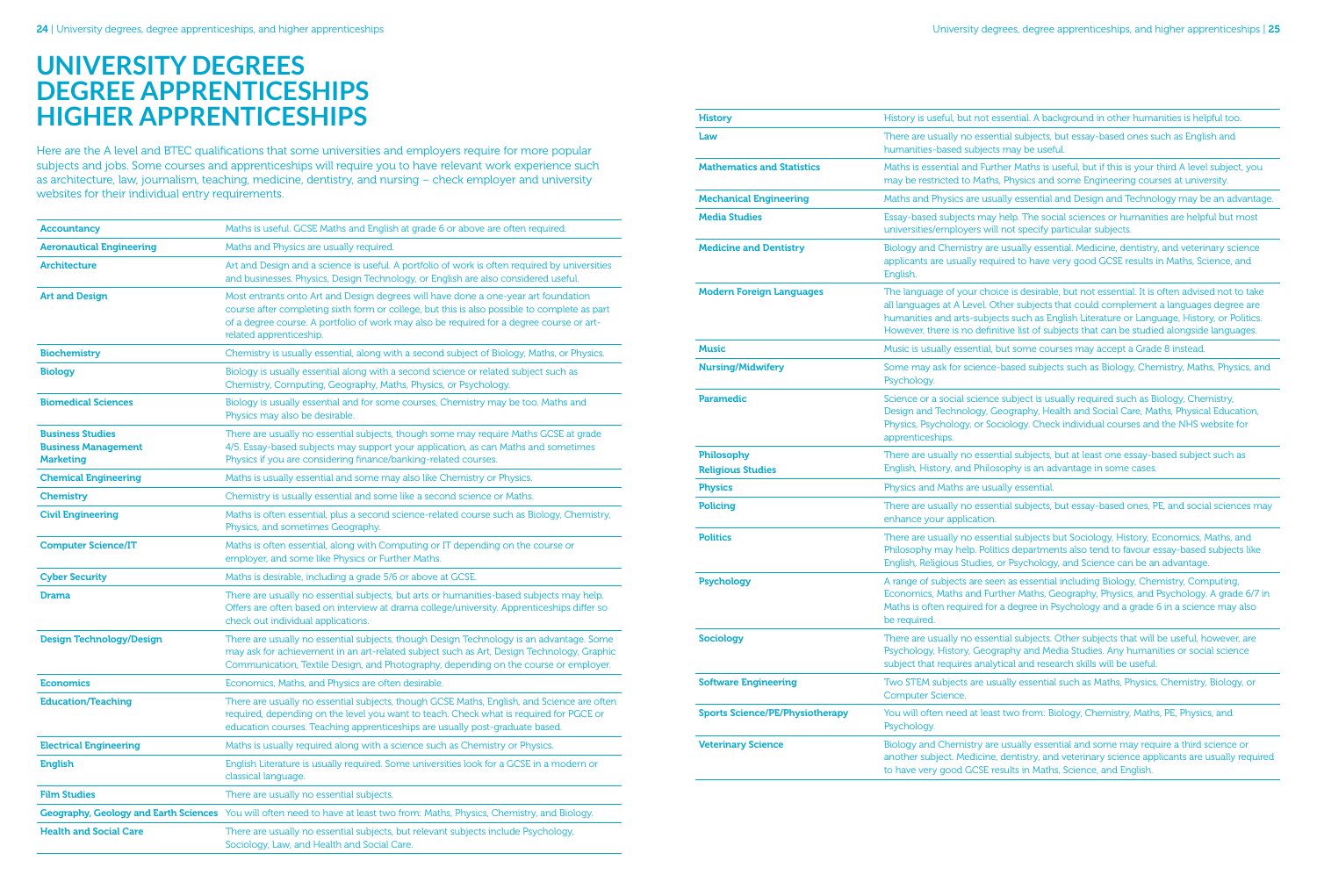# UNIVERSITY DEGREES
# DEGREE APPRENTICESHIPS
# HIGHER APPRENTICESHIPS

Here are the A level and BTEC qualifications that some universities and employers require for more popular subjects and jobs. Some courses and apprenticeships will require you to have relevant work experience such as architecture, law, journalism, teaching, medicine, dentistry, and nursing – check employer and university websites for their individual entry requirements.

| Subject | Requirements |
|---|---|
| **Accountancy** | Maths is useful. GCSE Maths and English at grade 6 or above are often required. |
| **Aeronautical Engineering** | Maths and Physics are usually required. |
| **Architecture** | Art and Design and a science is useful. A portfolio of work is often required by universities and businesses. Physics, Design Technology, or English are also considered useful. |
| **Art and Design** | Most entrants onto Art and Design degrees will have done a one-year art foundation course after completing sixth form or college, but this is also possible to complete as part of a degree course. A portfolio of work may also be required for a degree course or art-related apprenticeship. |
| **Biochemistry** | Chemistry is usually essential, along with a second subject of Biology, Maths, or Physics. |
| **Biology** | Biology is usually essential along with a second science or related subject such as Chemistry, Computing, Geography, Maths, Physics, or Psychology. |
| **Biomedical Sciences** | Biology is usually essential and for some courses, Chemistry may be too. Maths and Physics may also be desirable. |
| **Business Studies**<br>**Business Management**<br>**Marketing** | There are usually no essential subjects, though some may require Maths GCSE at grade 4/5. Essay-based subjects may support your application, as can Maths and sometimes Physics if you are considering finance/banking-related courses. |
| **Chemical Engineering** | Maths is usually essential and some may also like Chemistry or Physics. |
| **Chemistry** | Chemistry is usually essential and some like a second science or Maths. |
| **Civil Engineering** | Maths is often essential, plus a second science-related course such as Biology, Chemistry, Physics, and sometimes Geography. |
| **Computer Science/IT** | Maths is often essential, along with Computing or IT depending on the course or employer, and some like Physics or Further Maths. |
| **Cyber Security** | Maths is desirable, including a grade 5/6 or above at GCSE. |
| **Drama** | There are usually no essential subjects, but arts or humanities-based subjects may help. Offers are often based on interview at drama college/university. Apprenticeships differ so check out individual applications. |
| **Design Technology/Design** | There are usually no essential subjects, though Design Technology is an advantage. Some may ask for achievement in an art-related subject such as Art, Design Technology, Graphic Communication, Textile Design, and Photography, depending on the course or employer. |
| **Economics** | Economics, Maths, and Physics are often desirable. |
| **Education/Teaching** | There are usually no essential subjects, though GCSE Maths, English, and Science are often required, depending on the level you want to teach. Check what is required for PGCE or education courses. Teaching apprenticeships are usually post-graduate based. |
| **Electrical Engineering** | Maths is usually required along with a science such as Chemistry or Physics. |
| **English** | English Literature is usually required. Some universities look for a GCSE in a modern or classical language. |
| **Film Studies** | There are usually no essential subjects. |
| **Geography, Geology and Earth Sciences** | You will often need to have at least two from: Maths, Physics, Chemistry, and Biology. |
| **Health and Social Care** | There are usually no essential subjects, but relevant subjects include Psychology, Sociology, Law, and Health and Social Care. |
| **History** | History is useful, but not essential. A background in other humanities is helpful too. |
| **Law** | There are usually no essential subjects, but essay-based ones such as English and humanities-based subjects may be useful. |
| **Mathematics and Statistics** | Maths is essential and Further Maths is useful, but if this is your third A level subject, you may be restricted to Maths, Physics and some Engineering courses at university. |
| **Mechanical Engineering** | Maths and Physics are usually essential and Design and Technology may be an advantage. |
| **Media Studies** | Essay-based subjects may help. The social sciences or humanities are helpful but most universities/employers will not specify particular subjects. |
| **Medicine and Dentistry** | Biology and Chemistry are usually essential. Medicine, dentistry, and veterinary science applicants are usually required to have very good GCSE results in Maths, Science, and English. |
| **Modern Foreign Languages** | The language of your choice is desirable, but not essential. It is often advised not to take all languages at A Level. Other subjects that could complement a languages degree are humanities and arts-subjects such as English Literature or Language, History, or Politics. However, there is no definitive list of subjects that can be studied alongside languages. |
| **Music** | Music is usually essential, but some courses may accept a Grade 8 instead. |
| **Nursing/Midwifery** | Some may ask for science-based subjects such as Biology, Chemistry, Maths, Physics, and Psychology. |
| **Paramedic** | Science or a social science subject is usually required such as Biology, Chemistry, Design and Technology, Geography, Health and Social Care, Maths, Physical Education, Physics, Psychology, or Sociology. Check individual courses and the NHS website for apprenticeships. |
| **Philosophy**<br>**Religious Studies** | There are usually no essential subjects, but at least one essay-based subject such as English, History, and Philosophy is an advantage in some cases. |
| **Physics** | Physics and Maths are usually essential. |
| **Policing** | There are usually no essential subjects, but essay-based ones, PE, and social sciences may enhance your application. |
| **Politics** | There are usually no essential subjects but Sociology, History, Economics, Maths, and Philosophy may help. Politics departments also tend to favour essay-based subjects like English, Religious Studies, or Psychology, and Science can be an advantage. |
| **Psychology** | A range of subjects are seen as essential including Biology, Chemistry, Computing, Economics, Maths and Further Maths, Geography, Physics, and Psychology. A grade 6/7 in Maths is often required for a degree in Psychology and a grade 6 in a science may also be required. |
| **Sociology** | There are usually no essential subjects. Other subjects that will be useful, however, are Psychology, History, Geography and Media Studies. Any humanities or social science subject that requires analytical and research skills will be useful. |
| **Software Engineering** | Two STEM subjects are usually essential such as Maths, Physics, Chemistry, Biology, or Computer Science. |
| **Sports Science/PE/Physiotherapy** | You will often need at least two from: Biology, Chemistry, Maths, PE, Physics, and Psychology. |
| **Veterinary Science** | Biology and Chemistry are usually essential and some may require a third science or another subject. Medicine, dentistry, and veterinary science applicants are usually required to have very good GCSE results in Maths, Science, and English. |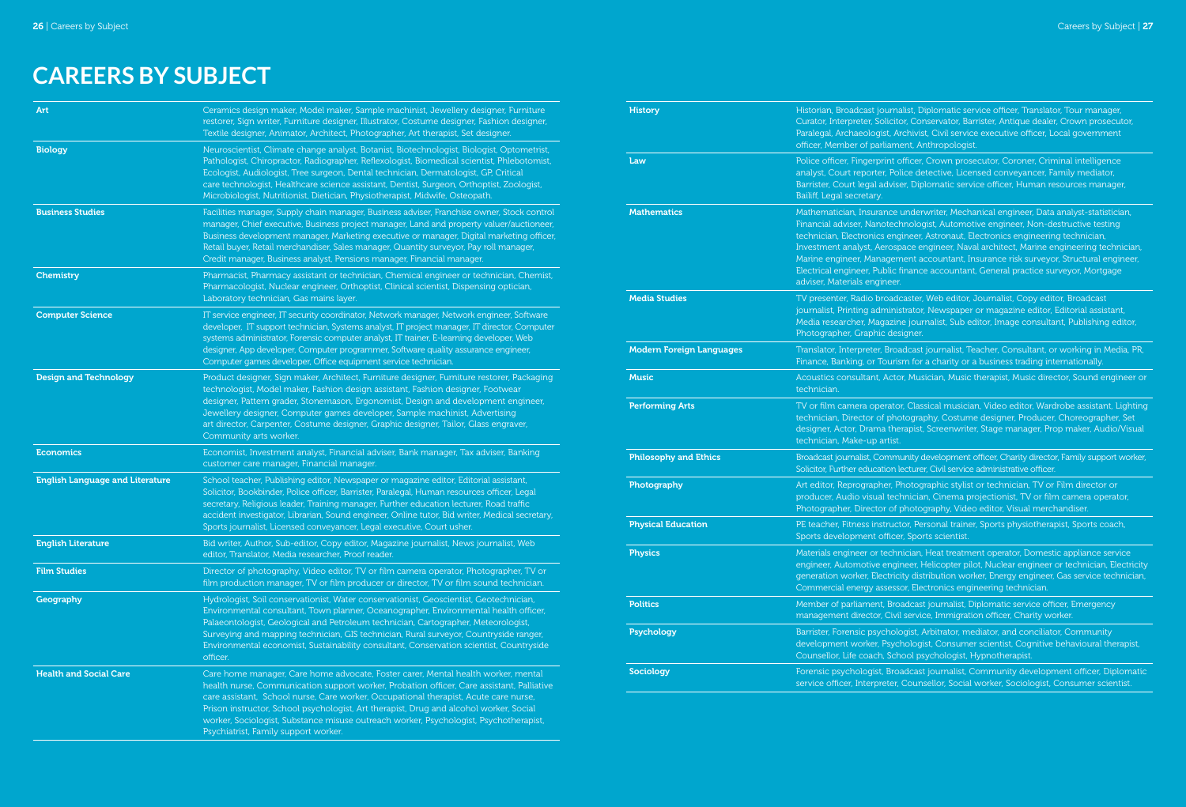# CAREERS BY SUBJECT

| | |
|---|---|
| **Art** | Ceramics design maker, Model maker, Sample machinist, Jewellery designer, Furniture restorer, Sign writer, Furniture designer, Illustrator, Costume designer, Fashion designer, Textile designer, Animator, Architect, Photographer, Art therapist, Set designer. |
| **Biology** | Neuroscientist, Climate change analyst, Botanist, Biotechnologist, Biologist, Optometrist, Pathologist, Chiropractor, Radiographer, Reflexologist, Biomedical scientist, Phlebotomist, Ecologist, Audiologist, Tree surgeon, Dental technician, Dermatologist, GP, Critical care technologist, Healthcare science assistant, Dentist, Surgeon, Orthoptist, Zoologist, Microbiologist, Nutritionist, Dietician, Physiotherapist, Midwife, Osteopath. |
| **Business Studies** | Facilities manager, Supply chain manager, Business adviser, Franchise owner, Stock control manager, Chief executive, Business project manager, Land and property valuer/auctioneer, Business development manager, Marketing executive or manager, Digital marketing officer, Retail buyer, Retail merchandiser, Sales manager, Quantity surveyor, Pay roll manager, Credit manager, Business analyst, Pensions manager, Financial manager. |
| **Chemistry** | Pharmacist, Pharmacy assistant or technician, Chemical engineer or technician, Chemist, Pharmacologist, Nuclear engineer, Orthoptist, Clinical scientist, Dispensing optician, Laboratory technician, Gas mains layer. |
| **Computer Science** | IT service engineer, IT security coordinator, Network manager, Network engineer, Software developer, IT support technician, Systems analyst, IT project manager, IT director, Computer systems administrator, Forensic computer analyst, IT trainer, E-learning developer, Web designer, App developer, Computer programmer, Software quality assurance engineer, Computer games developer, Office equipment service technician. |
| **Design and Technology** | Product designer, Sign maker, Architect, Furniture designer, Furniture restorer, Packaging technologist, Model maker, Fashion design assistant, Fashion designer, Footwear designer, Pattern grader, Stonemason, Ergonomist, Design and development engineer, Jewellery designer, Computer games developer, Sample machinist, Advertising art director, Carpenter, Costume designer, Graphic designer, Tailor, Glass engraver, Community arts worker. |
| **Economics** | Economist, Investment analyst, Financial adviser, Bank manager, Tax adviser, Banking customer care manager, Financial manager. |
| **English Language and Literature** | School teacher, Publishing editor, Newspaper or magazine editor, Editorial assistant, Solicitor, Bookbinder, Police officer, Barrister, Paralegal, Human resources officer, Legal secretary, Religious leader, Training manager, Further education lecturer, Road traffic accident investigator, Librarian, Sound engineer, Online tutor, Bid writer, Medical secretary, Sports journalist, Licensed conveyancer, Legal executive, Court usher. |
| **English Literature** | Bid writer, Author, Sub-editor, Copy editor, Magazine journalist, News journalist, Web editor, Translator, Media researcher, Proof reader. |
| **Film Studies** | Director of photography, Video editor, TV or film camera operator, Photographer, TV or film production manager, TV or film producer or director, TV or film sound technician. |
| **Geography** | Hydrologist, Soil conservationist, Water conservationist, Geoscientist, Geotechnician, Environmental consultant, Town planner, Oceanographer, Environmental health officer, Palaeontologist, Geological and Petroleum technician, Cartographer, Meteorologist, Surveying and mapping technician, GIS technician, Rural surveyor, Countryside ranger, Environmental economist, Sustainability consultant, Conservation scientist, Countryside officer. |
| **Health and Social Care** | Care home manager, Care home advocate, Foster carer, Mental health worker, mental health nurse, Communication support worker, Probation officer, Care assistant, Palliative care assistant, School nurse, Care worker, Occupational therapist, Acute care nurse, Prison instructor, School psychologist, Art therapist, Drug and alcohol worker, Social worker, Sociologist, Substance misuse outreach worker, Psychologist, Psychotherapist, Psychiatrist, Family support worker. |
| **History** | Historian, Broadcast journalist, Diplomatic service officer, Translator, Tour manager, Curator, Interpreter, Solicitor, Conservator, Barrister, Antique dealer, Crown prosecutor, Paralegal, Archaeologist, Archivist, Civil service executive officer, Local government officer, Member of parliament, Anthropologist. |
| **Law** | Police officer, Fingerprint officer, Crown prosecutor, Coroner, Criminal intelligence analyst, Court reporter, Police detective, Licensed conveyancer, Family mediator, Barrister, Court legal adviser, Diplomatic service officer, Human resources manager, Bailiff, Legal secretary. |
| **Mathematics** | Mathematician, Insurance underwriter, Mechanical engineer, Data analyst-statistician, Financial adviser, Nanotechnologist, Automotive engineer, Non-destructive testing technician, Electronics engineer, Astronaut, Electronics engineering technician, Investment analyst, Aerospace engineer, Naval architect, Marine engineering technician, Marine engineer, Management accountant, Insurance risk surveyor, Structural engineer, Electrical engineer, Public finance accountant, General practice surveyor, Mortgage adviser, Materials engineer. |
| **Media Studies** | TV presenter, Radio broadcaster, Web editor, Journalist, Copy editor, Broadcast journalist, Printing administrator, Newspaper or magazine editor, Editorial assistant, Media researcher, Magazine journalist, Sub editor, Image consultant, Publishing editor, Photographer, Graphic designer. |
| **Modern Foreign Languages** | Translator, Interpreter, Broadcast journalist, Teacher, Consultant, or working in Media, PR, Finance, Banking, or Tourism for a charity or a business trading internationally. |
| **Music** | Acoustics consultant, Actor, Musician, Music therapist, Music director, Sound engineer or technician. |
| **Performing Arts** | TV or film camera operator, Classical musician, Video editor, Wardrobe assistant, Lighting technician, Director of photography, Costume designer, Producer, Choreographer, Set designer, Actor, Drama therapist, Screenwriter, Stage manager, Prop maker, Audio/Visual technician, Make-up artist. |
| **Philosophy and Ethics** | Broadcast journalist, Community development officer, Charity director, Family support worker, Solicitor, Further education lecturer, Civil service administrative officer. |
| **Photography** | Art editor, Reprographer, Photographic stylist or technician, TV or Film director or producer, Audio visual technician, Cinema projectionist, TV or film camera operator, Photographer, Director of photography, Video editor, Visual merchandiser. |
| **Physical Education** | PE teacher, Fitness instructor, Personal trainer, Sports physiotherapist, Sports coach, Sports development officer, Sports scientist. |
| **Physics** | Materials engineer or technician, Heat treatment operator, Domestic appliance service engineer, Automotive engineer, Helicopter pilot, Nuclear engineer or technician, Electricity generation worker, Electricity distribution worker, Energy engineer, Gas service technician, Commercial energy assessor, Electronics engineering technician. |
| **Politics** | Member of parliament, Broadcast journalist, Diplomatic service officer, Emergency management director, Civil service, Immigration officer, Charity worker. |
| **Psychology** | Barrister, Forensic psychologist, Arbitrator, mediator, and conciliator, Community development worker, Psychologist, Consumer scientist, Cognitive behavioural therapist, Counsellor, Life coach, School psychologist, Hypnotherapist. |
| **Sociology** | Forensic psychologist, Broadcast journalist, Community development officer, Diplomatic service officer, Interpreter, Counsellor, Social worker, Sociologist, Consumer scientist. |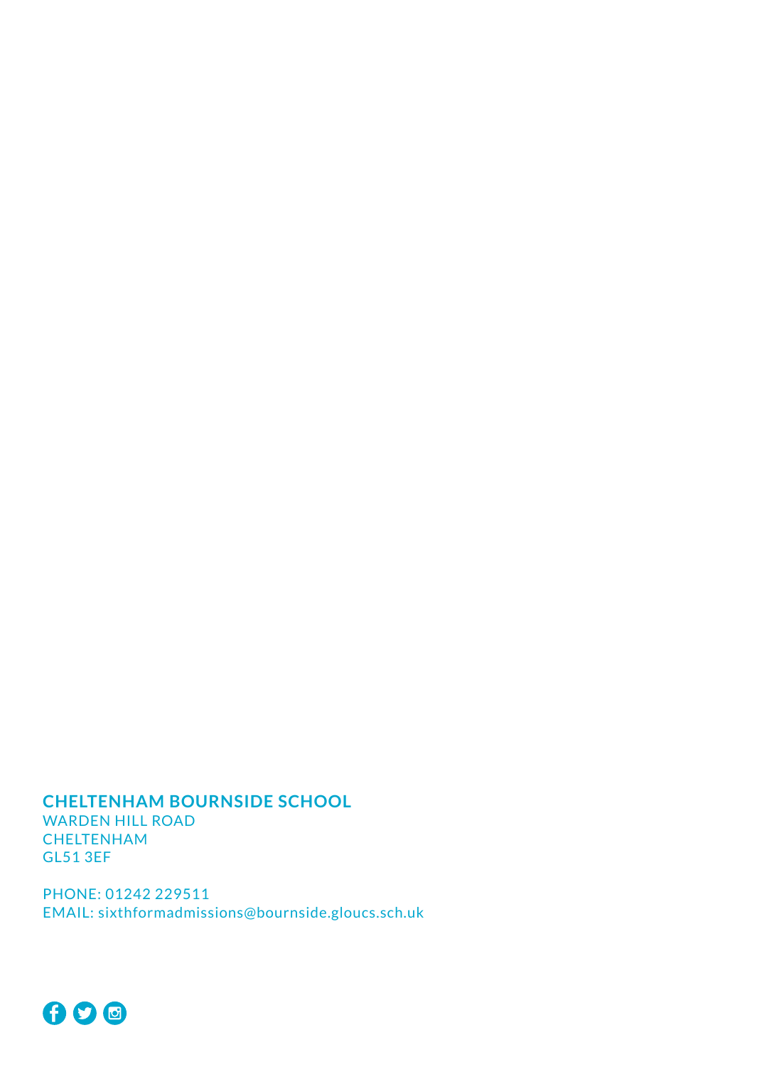**CHELTENHAM BOURNSIDE SCHOOL**
WARDEN HILL ROAD
CHELTENHAM
GL51 3EF

PHONE: 01242 229511
EMAIL: sixthformadmissions@bournside.gloucs.sch.uk